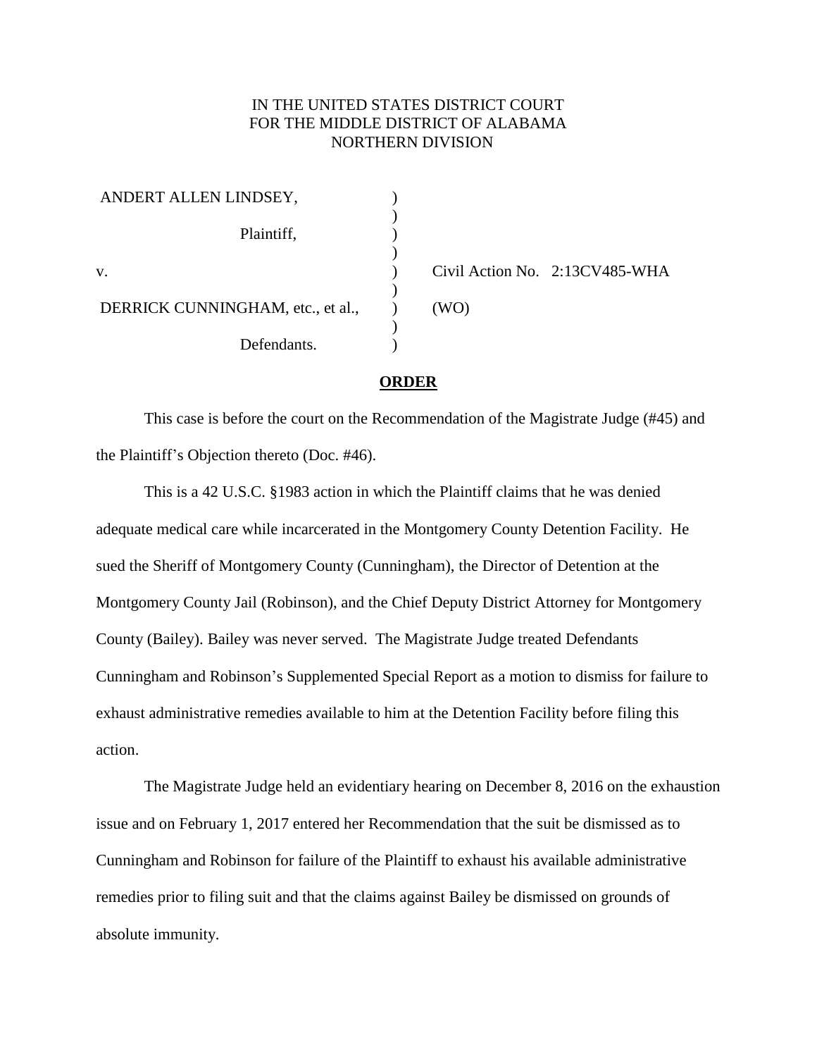IN THE UNITED STATES DISTRICT COURT
FOR THE MIDDLE DISTRICT OF ALABAMA
NORTHERN DIVISION

| | | |
|---|---|---|
| ANDERT ALLEN LINDSEY, | ) | |
| | ) | |
| Plaintiff, | ) | |
| | ) | |
| v. | ) | Civil Action No. 2:13CV485-WHA |
| | ) | |
| DERRICK CUNNINGHAM, etc., et al., | ) | (WO) |
| | ) | |
| Defendants. | ) | |

**ORDER**

This case is before the court on the Recommendation of the Magistrate Judge (#45) and the Plaintiff's Objection thereto (Doc. #46).

This is a 42 U.S.C. §1983 action in which the Plaintiff claims that he was denied adequate medical care while incarcerated in the Montgomery County Detention Facility. He sued the Sheriff of Montgomery County (Cunningham), the Director of Detention at the Montgomery County Jail (Robinson), and the Chief Deputy District Attorney for Montgomery County (Bailey). Bailey was never served. The Magistrate Judge treated Defendants Cunningham and Robinson's Supplemented Special Report as a motion to dismiss for failure to exhaust administrative remedies available to him at the Detention Facility before filing this action.

The Magistrate Judge held an evidentiary hearing on December 8, 2016 on the exhaustion issue and on February 1, 2017 entered her Recommendation that the suit be dismissed as to Cunningham and Robinson for failure of the Plaintiff to exhaust his available administrative remedies prior to filing suit and that the claims against Bailey be dismissed on grounds of absolute immunity.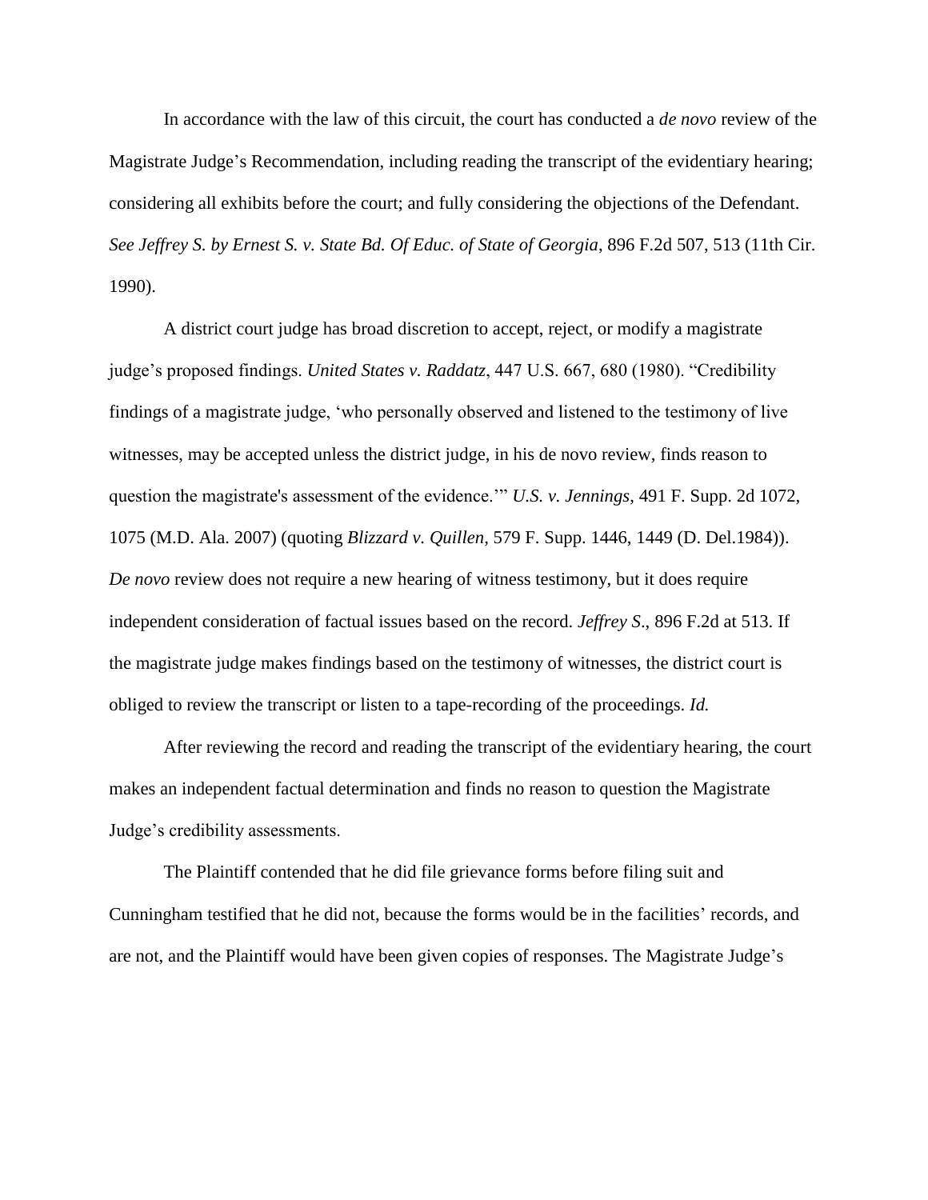In accordance with the law of this circuit, the court has conducted a *de novo* review of the Magistrate Judge's Recommendation, including reading the transcript of the evidentiary hearing; considering all exhibits before the court; and fully considering the objections of the Defendant. *See Jeffrey S. by Ernest S. v. State Bd. Of Educ. of State of Georgia*, 896 F.2d 507, 513 (11th Cir. 1990).

A district court judge has broad discretion to accept, reject, or modify a magistrate judge's proposed findings. *United States v. Raddatz*, 447 U.S. 667, 680 (1980). "Credibility findings of a magistrate judge, 'who personally observed and listened to the testimony of live witnesses, may be accepted unless the district judge, in his de novo review, finds reason to question the magistrate's assessment of the evidence.'" *U.S. v. Jennings*, 491 F. Supp. 2d 1072, 1075 (M.D. Ala. 2007) (quoting *Blizzard v. Quillen*, 579 F. Supp. 1446, 1449 (D. Del.1984)). *De novo* review does not require a new hearing of witness testimony, but it does require independent consideration of factual issues based on the record. *Jeffrey S*., 896 F.2d at 513. If the magistrate judge makes findings based on the testimony of witnesses, the district court is obliged to review the transcript or listen to a tape-recording of the proceedings. *Id.*

After reviewing the record and reading the transcript of the evidentiary hearing, the court makes an independent factual determination and finds no reason to question the Magistrate Judge's credibility assessments.

The Plaintiff contended that he did file grievance forms before filing suit and Cunningham testified that he did not, because the forms would be in the facilities' records, and are not, and the Plaintiff would have been given copies of responses. The Magistrate Judge's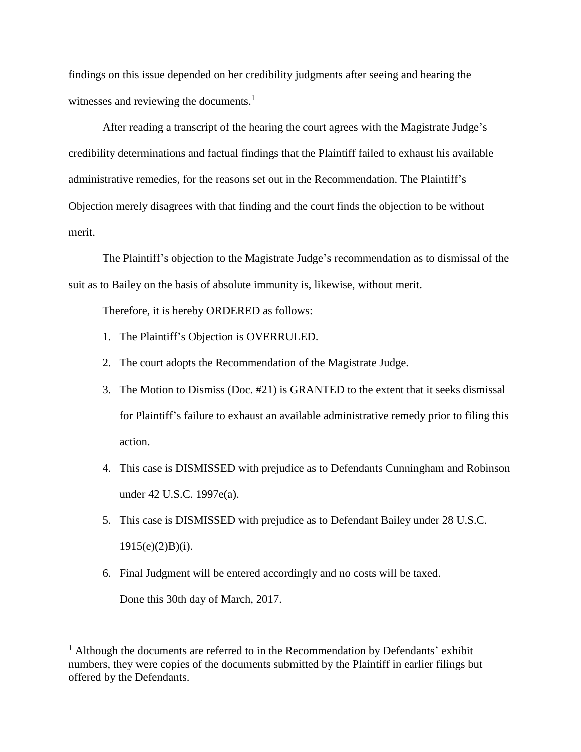findings on this issue depended on her credibility judgments after seeing and hearing the witnesses and reviewing the documents.[1]

After reading a transcript of the hearing the court agrees with the Magistrate Judge's credibility determinations and factual findings that the Plaintiff failed to exhaust his available administrative remedies, for the reasons set out in the Recommendation. The Plaintiff's Objection merely disagrees with that finding and the court finds the objection to be without merit.

The Plaintiff's objection to the Magistrate Judge's recommendation as to dismissal of the suit as to Bailey on the basis of absolute immunity is, likewise, without merit.

Therefore, it is hereby ORDERED as follows:

1. The Plaintiff's Objection is OVERRULED.
2. The court adopts the Recommendation of the Magistrate Judge.
3. The Motion to Dismiss (Doc. #21) is GRANTED to the extent that it seeks dismissal for Plaintiff's failure to exhaust an available administrative remedy prior to filing this action.
4. This case is DISMISSED with prejudice as to Defendants Cunningham and Robinson under 42 U.S.C. 1997e(a).
5. This case is DISMISSED with prejudice as to Defendant Bailey under 28 U.S.C. 1915(e)(2)B)(i).
6. Final Judgment will be entered accordingly and no costs will be taxed.

   Done this 30th day of March, 2017.

---

[1] Although the documents are referred to in the Recommendation by Defendants' exhibit numbers, they were copies of the documents submitted by the Plaintiff in earlier filings but offered by the Defendants.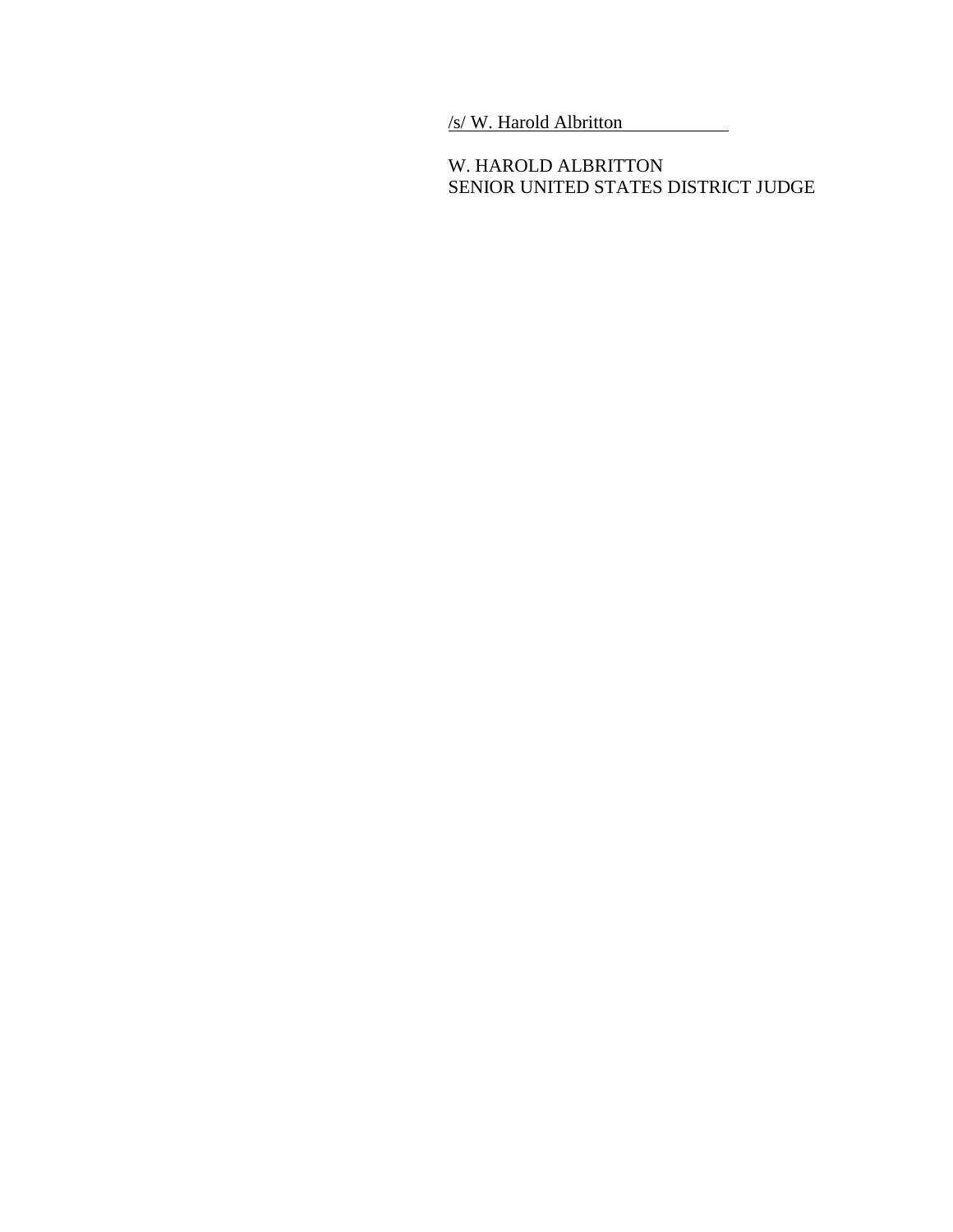/s/ W. Harold Albritton

W. HAROLD ALBRITTON
SENIOR UNITED STATES DISTRICT JUDGE